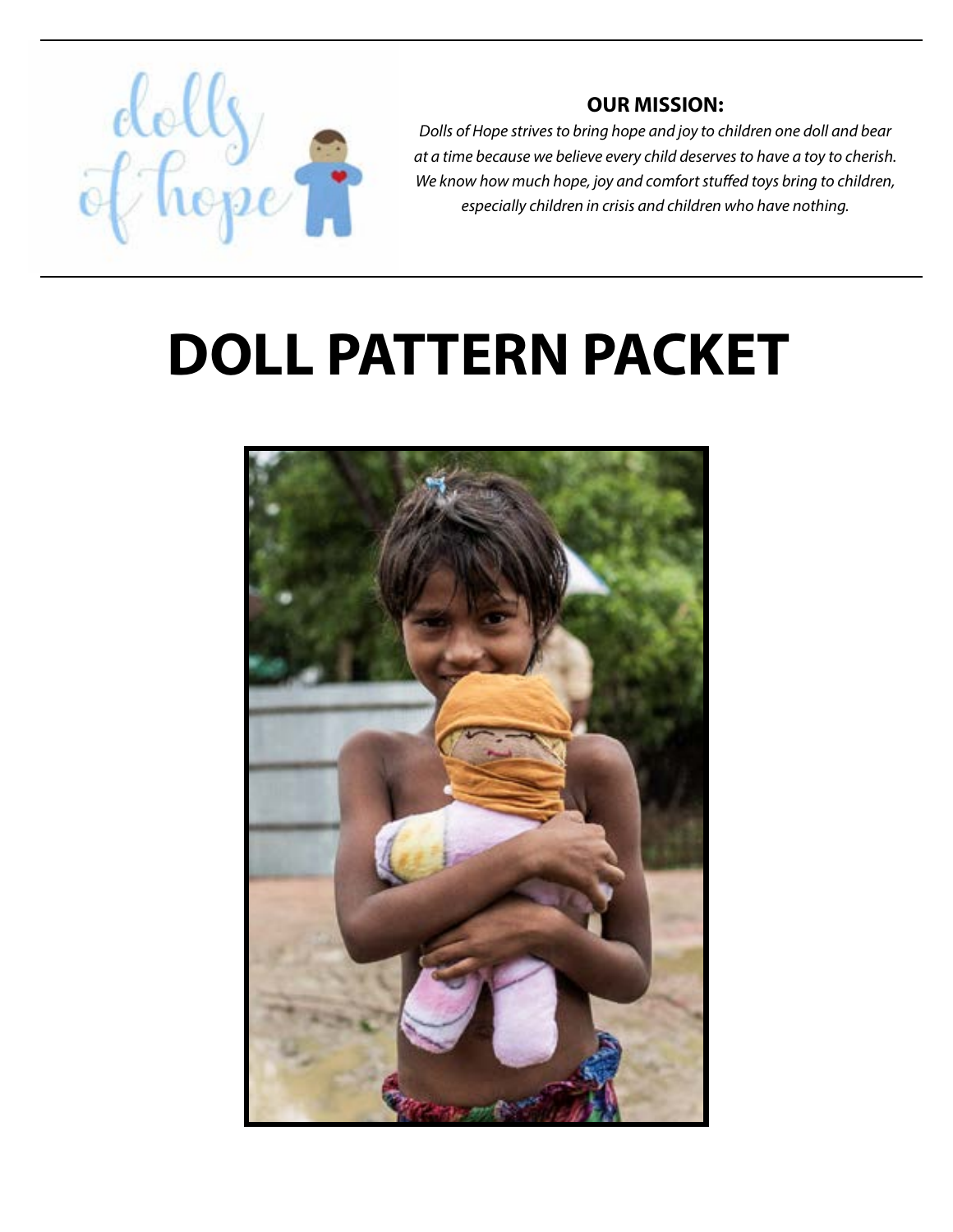dolls of hope

**OUR MISSION:**

*Dolls of Hope strives to bring hope and joy to children one doll and bear at a time because we believe every child deserves to have a toy to cherish. We know how much hope, joy and comfort stuffed toys bring to children, especially children in crisis and children who have nothing.*

# DOLL PATTERN PACKET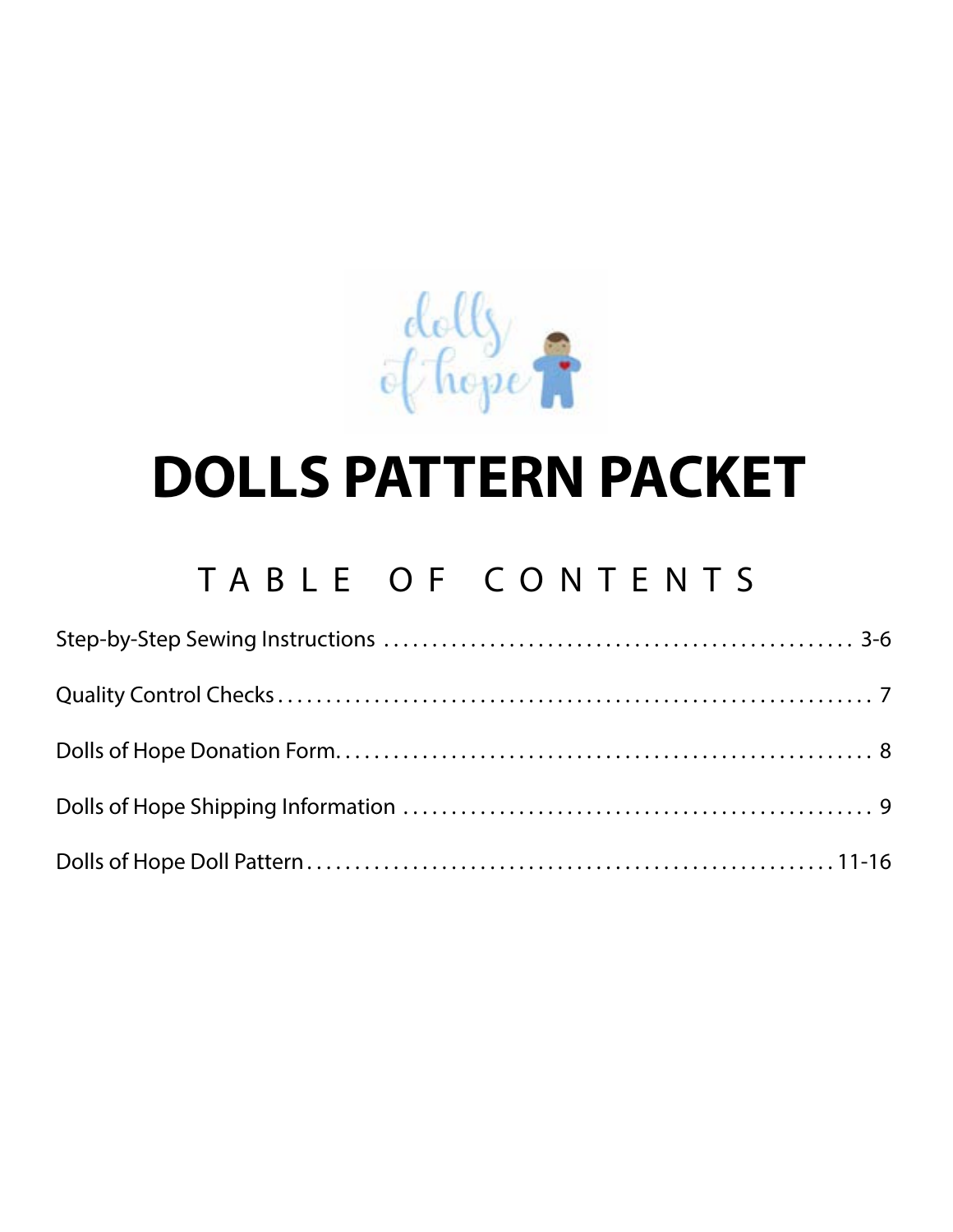# DOLLS PATTERN PACKET

## TABLE OF CONTENTS

Step-by-Step Sewing Instructions ........................................ 3-6

Quality Control Checks ........................................ 7

Dolls of Hope Donation Form ........................................ 8

Dolls of Hope Shipping Information ........................................ 9

Dolls of Hope Doll Pattern ........................................ 11-16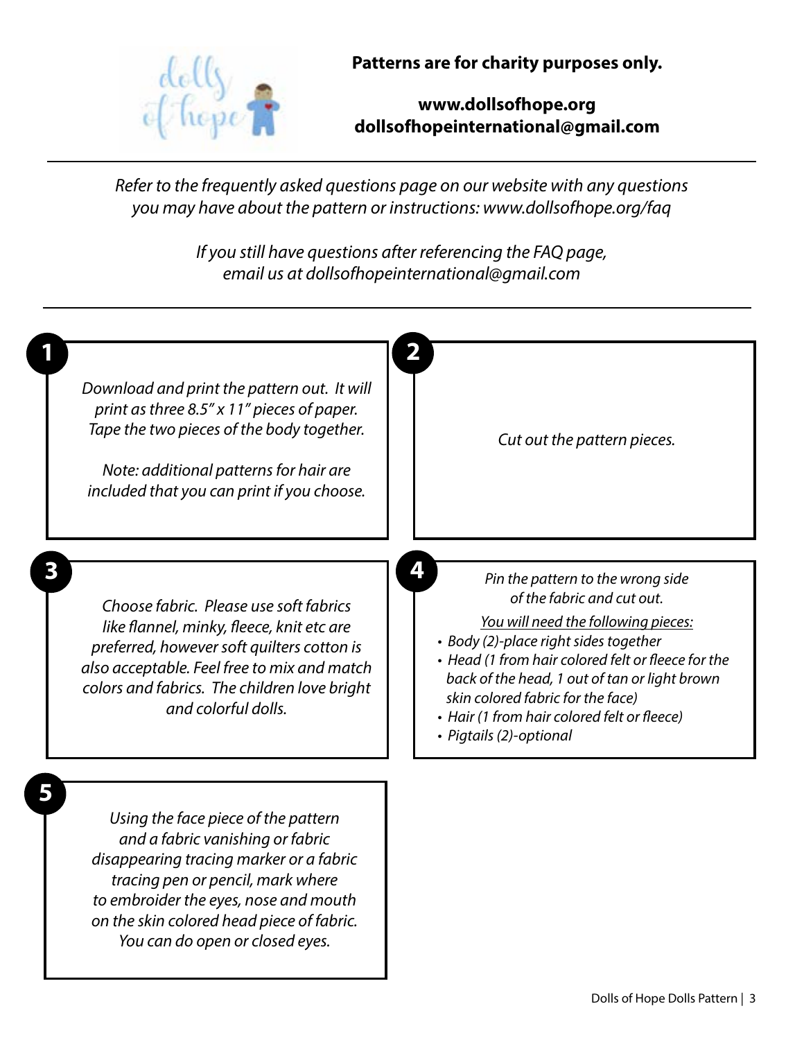**Patterns are for charity purposes only.**

**www.dollsofhope.org**
**dollsofhopeinternational@gmail.com**

---

*Refer to the frequently asked questions page on our website with any questions you may have about the pattern or instructions: www.dollsofhope.org/faq*

*If you still have questions after referencing the FAQ page, email us at dollsofhopeinternational@gmail.com*

---

**1**

*Download and print the pattern out. It will print as three 8.5" x 11" pieces of paper. Tape the two pieces of the body together.*

*Note: additional patterns for hair are included that you can print if you choose.*

**2**

*Cut out the pattern pieces.*

**3**

*Choose fabric. Please use soft fabrics like flannel, minky, fleece, knit etc are preferred, however soft quilters cotton is also acceptable. Feel free to mix and match colors and fabrics. The children love bright and colorful dolls.*

**4**

*Pin the pattern to the wrong side of the fabric and cut out.*

*You will need the following pieces:*

- *Body (2)-place right sides together*
- *Head (1 from hair colored felt or fleece for the back of the head, 1 out of tan or light brown skin colored fabric for the face)*
- *Hair (1 from hair colored felt or fleece)*
- *Pigtails (2)-optional*

**5**

*Using the face piece of the pattern and a fabric vanishing or fabric disappearing tracing marker or a fabric tracing pen or pencil, mark where to embroider the eyes, nose and mouth on the skin colored head piece of fabric. You can do open or closed eyes.*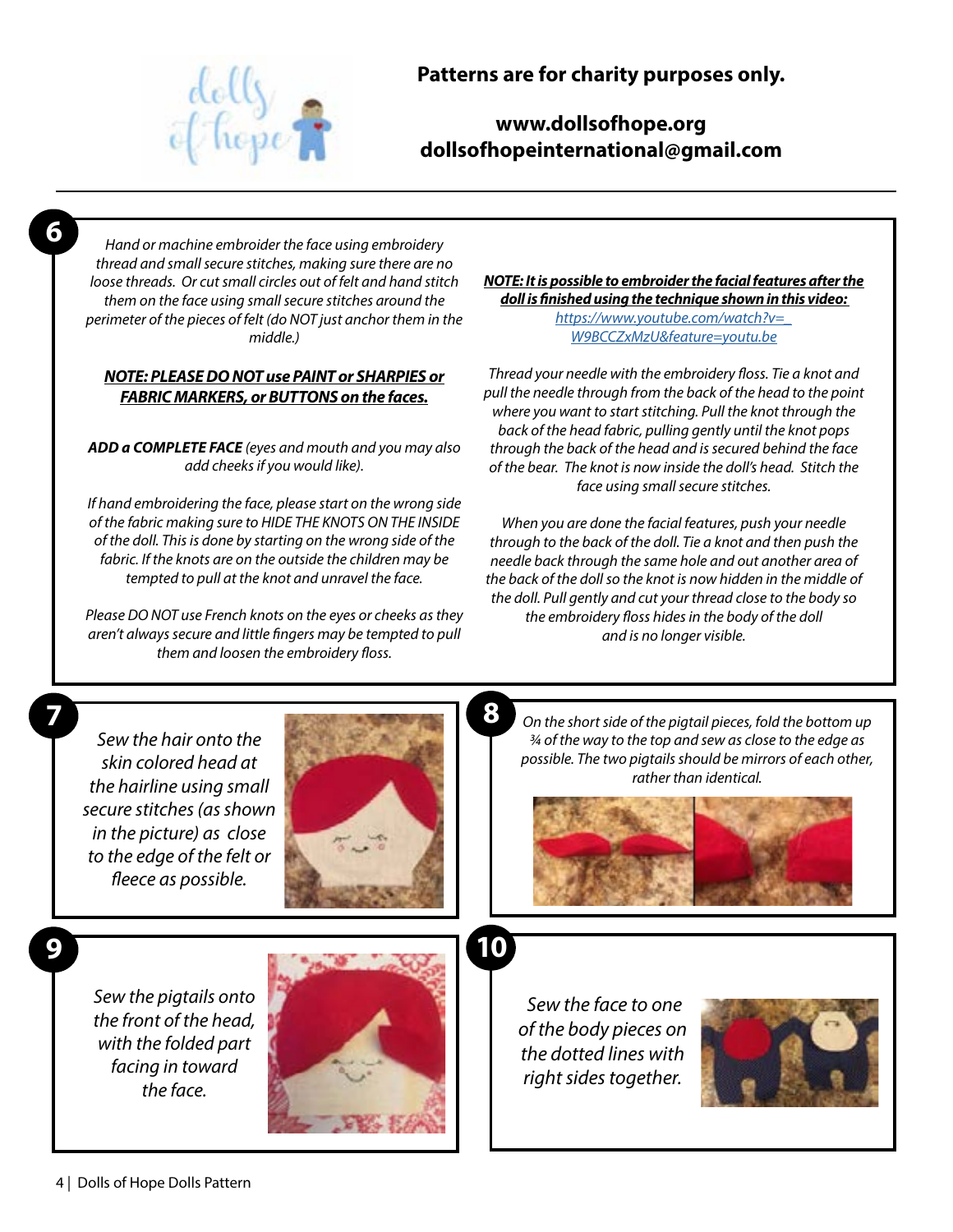**Patterns are for charity purposes only.**

**www.dollsofhope.org**
**dollsofhopeinternational@gmail.com**

## 6

*Hand or machine embroider the face using embroidery thread and small secure stitches, making sure there are no loose threads. Or cut small circles out of felt and hand stitch them on the face using small secure stitches around the perimeter of the pieces of felt (do NOT just anchor them in the middle.)*

***NOTE: PLEASE DO NOT use PAINT or SHARPIES or FABRIC MARKERS, or BUTTONS on the faces.***

***ADD a COMPLETE FACE*** *(eyes and mouth and you may also add cheeks if you would like).*

*If hand embroidering the face, please start on the wrong side of the fabric making sure to HIDE THE KNOTS ON THE INSIDE of the doll. This is done by starting on the wrong side of the fabric. If the knots are on the outside the children may be tempted to pull at the knot and unravel the face.*

*Please DO NOT use French knots on the eyes or cheeks as they aren't always secure and little fingers may be tempted to pull them and loosen the embroidery floss.*

***NOTE: It is possible to embroider the facial features after the doll is finished using the technique shown in this video:***
*https://www.youtube.com/watch?v=_W9BCCZxMzU&feature=youtu.be*

*Thread your needle with the embroidery floss. Tie a knot and pull the needle through from the back of the head to the point where you want to start stitching. Pull the knot through the back of the head fabric, pulling gently until the knot pops through the back of the head and is secured behind the face of the bear. The knot is now inside the doll's head. Stitch the face using small secure stitches.*

*When you are done the facial features, push your needle through to the back of the doll. Tie a knot and then push the needle back through the same hole and out another area of the back of the doll so the knot is now hidden in the middle of the doll. Pull gently and cut your thread close to the body so the embroidery floss hides in the body of the doll and is no longer visible.*

## 7

*Sew the hair onto the skin colored head at the hairline using small secure stitches (as shown in the picture) as close to the edge of the felt or fleece as possible.*

## 8

*On the short side of the pigtail pieces, fold the bottom up ¾ of the way to the top and sew as close to the edge as possible. The two pigtails should be mirrors of each other, rather than identical.*

## 9

*Sew the pigtails onto the front of the head, with the folded part facing in toward the face.*

## 10

*Sew the face to one of the body pieces on the dotted lines with right sides together.*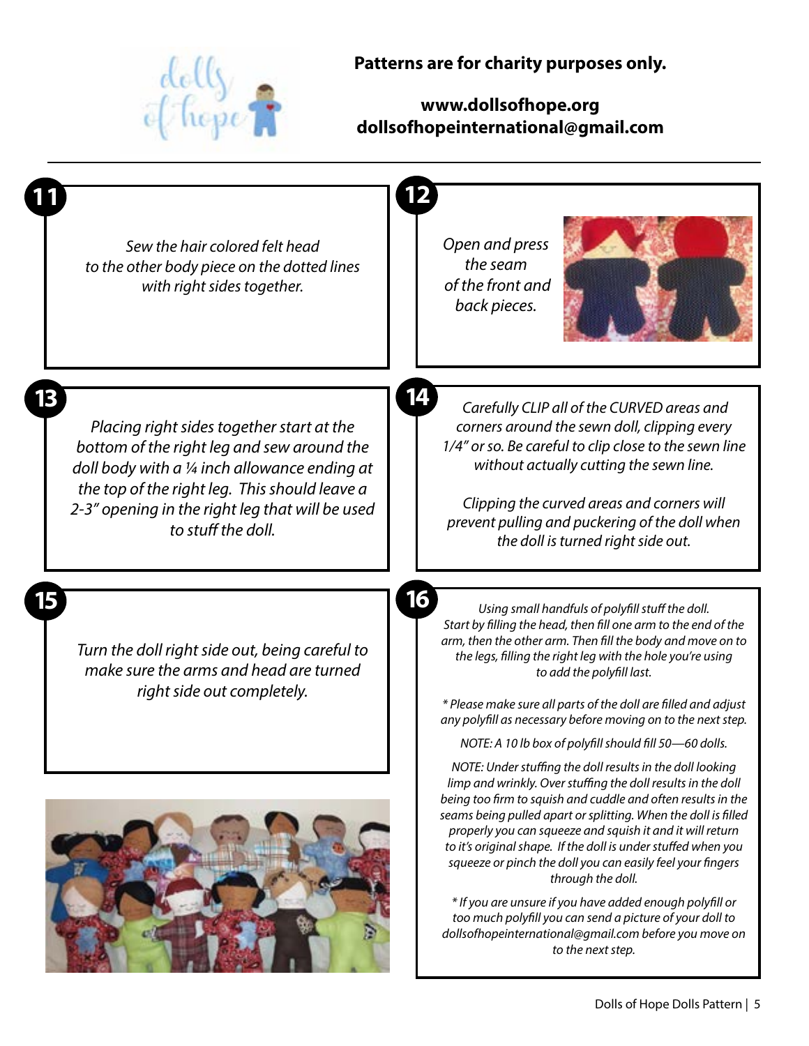**Patterns are for charity purposes only.**

**www.dollsofhope.org**
**dollsofhopeinternational@gmail.com**

**11**

*Sew the hair colored felt head to the other body piece on the dotted lines with right sides together.*

**12**

*Open and press the seam of the front and back pieces.*

**13**

*Placing right sides together start at the bottom of the right leg and sew around the doll body with a ¼ inch allowance ending at the top of the right leg. This should leave a 2-3" opening in the right leg that will be used to stuff the doll.*

**14**

*Carefully CLIP all of the CURVED areas and corners around the sewn doll, clipping every 1/4" or so. Be careful to clip close to the sewn line without actually cutting the sewn line.*

*Clipping the curved areas and corners will prevent pulling and puckering of the doll when the doll is turned right side out.*

**15**

*Turn the doll right side out, being careful to make sure the arms and head are turned right side out completely.*

**16**

*Using small handfuls of polyfill stuff the doll. Start by filling the head, then fill one arm to the end of the arm, then the other arm. Then fill the body and move on to the legs, filling the right leg with the hole you're using to add the polyfill last.*

** Please make sure all parts of the doll are filled and adjust any polyfill as necessary before moving on to the next step.*

*NOTE: A 10 lb box of polyfill should fill 50—60 dolls.*

*NOTE: Under stuffing the doll results in the doll looking limp and wrinkly. Over stuffing the doll results in the doll being too firm to squish and cuddle and often results in the seams being pulled apart or splitting. When the doll is filled properly you can squeeze and squish it and it will return to it's original shape. If the doll is under stuffed when you squeeze or pinch the doll you can easily feel your fingers through the doll.*

** If you are unsure if you have added enough polyfill or too much polyfill you can send a picture of your doll to dollsofhopeinternational@gmail.com before you move on to the next step.*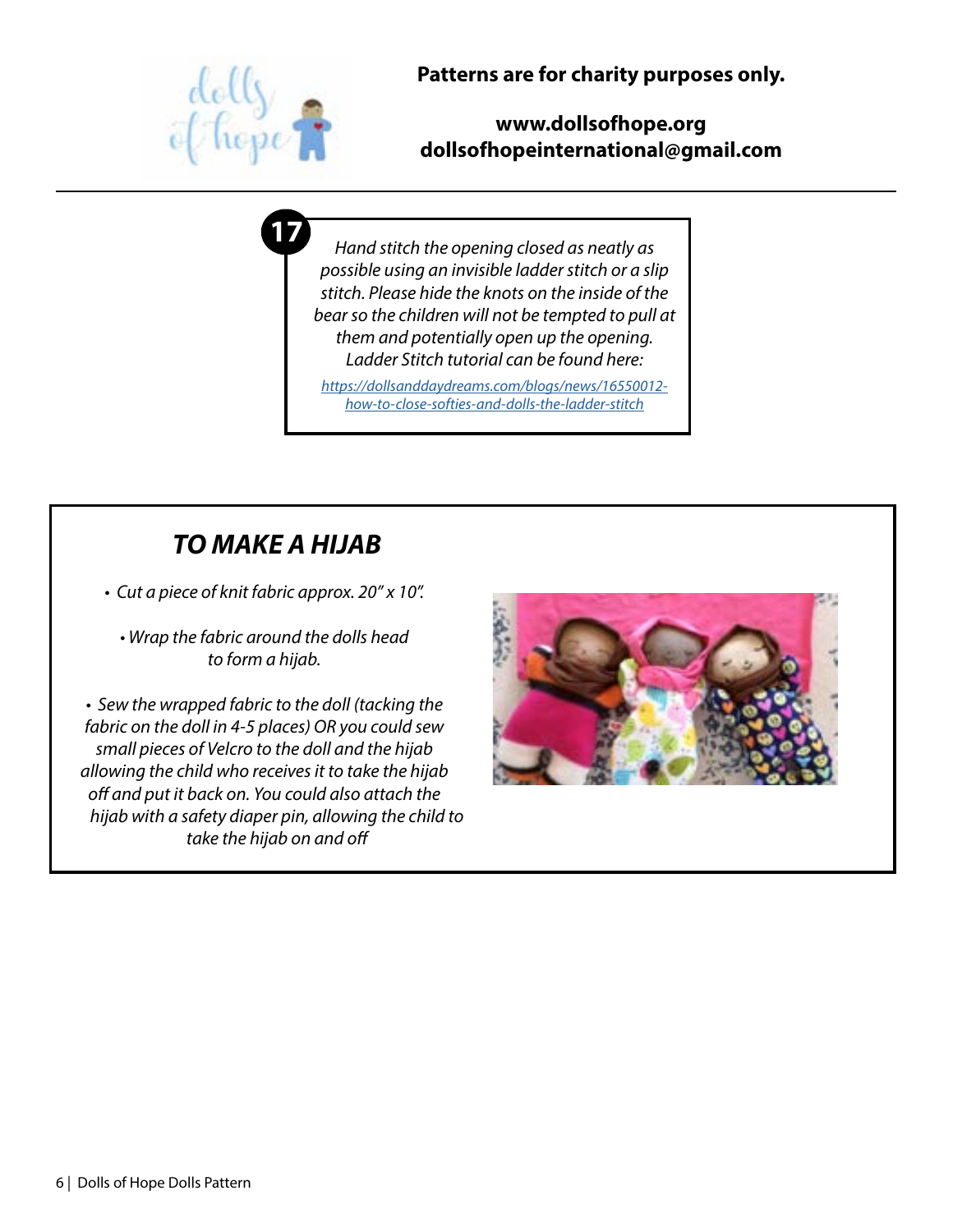**Patterns are for charity purposes only.**

**www.dollsofhope.org**
**dollsofhopeinternational@gmail.com**

**17**

*Hand stitch the opening closed as neatly as possible using an invisible ladder stitch or a slip stitch. Please hide the knots on the inside of the bear so the children will not be tempted to pull at them and potentially open up the opening. Ladder Stitch tutorial can be found here:*

*https://dollsanddaydreams.com/blogs/news/16550012-how-to-close-softies-and-dolls-the-ladder-stitch*

## *TO MAKE A HIJAB*

- *Cut a piece of knit fabric approx. 20" x 10".*
- *Wrap the fabric around the dolls head to form a hijab.*
- *Sew the wrapped fabric to the doll (tacking the fabric on the doll in 4-5 places) OR you could sew small pieces of Velcro to the doll and the hijab allowing the child who receives it to take the hijab off and put it back on. You could also attach the hijab with a safety diaper pin, allowing the child to take the hijab on and off*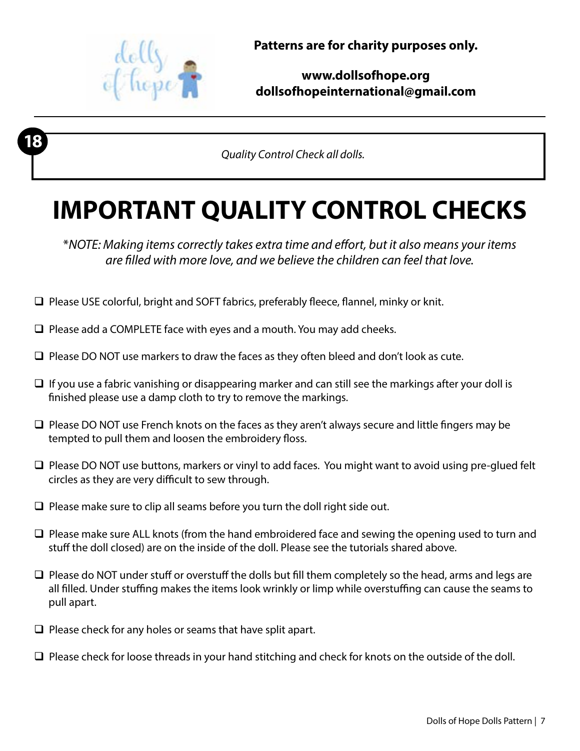**Patterns are for charity purposes only.**

**www.dollsofhope.org**
**dollsofhopeinternational@gmail.com**

**18**

*Quality Control Check all dolls.*

# IMPORTANT QUALITY CONTROL CHECKS

*\*NOTE: Making items correctly takes extra time and effort, but it also means your items are filled with more love, and we believe the children can feel that love.*

- ❑ Please USE colorful, bright and SOFT fabrics, preferably fleece, flannel, minky or knit.
- ❑ Please add a COMPLETE face with eyes and a mouth. You may add cheeks.
- ❑ Please DO NOT use markers to draw the faces as they often bleed and don't look as cute.
- ❑ If you use a fabric vanishing or disappearing marker and can still see the markings after your doll is finished please use a damp cloth to try to remove the markings.
- ❑ Please DO NOT use French knots on the faces as they aren't always secure and little fingers may be tempted to pull them and loosen the embroidery floss.
- ❑ Please DO NOT use buttons, markers or vinyl to add faces. You might want to avoid using pre-glued felt circles as they are very difficult to sew through.
- ❑ Please make sure to clip all seams before you turn the doll right side out.
- ❑ Please make sure ALL knots (from the hand embroidered face and sewing the opening used to turn and stuff the doll closed) are on the inside of the doll. Please see the tutorials shared above.
- ❑ Please do NOT under stuff or overstuff the dolls but fill them completely so the head, arms and legs are all filled. Under stuffing makes the items look wrinkly or limp while overstuffing can cause the seams to pull apart.
- ❑ Please check for any holes or seams that have split apart.
- ❑ Please check for loose threads in your hand stitching and check for knots on the outside of the doll.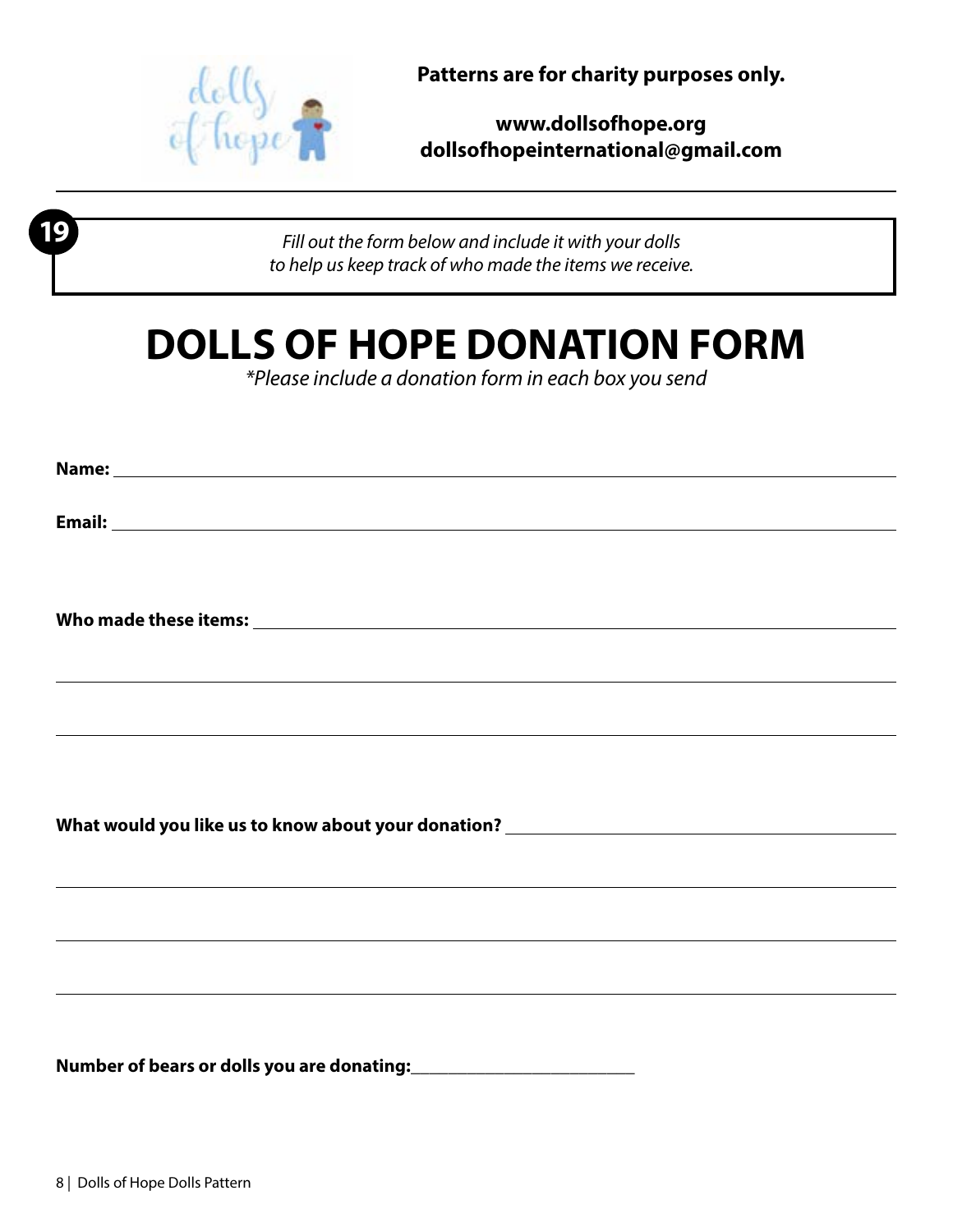**Patterns are for charity purposes only.**

**www.dollsofhope.org**
**dollsofhopeinternational@gmail.com**

**19**

*Fill out the form below and include it with your dolls to help us keep track of who made the items we receive.*

# DOLLS OF HOPE DONATION FORM

*\*Please include a donation form in each box you send*

**Name:** ______________________________________________

**Email:** ______________________________________________

**Who made these items:** ______________________________________________

______________________________________________

______________________________________________

**What would you like us to know about your donation?** ______________________________________________

______________________________________________

______________________________________________

______________________________________________

**Number of bears or dolls you are donating:**________________________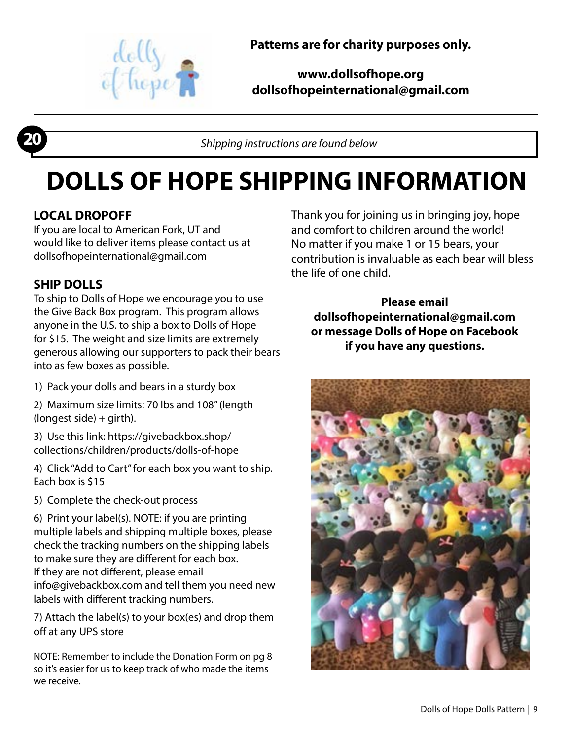**Patterns are for charity purposes only.**

**www.dollsofhope.org**
**dollsofhopeinternational@gmail.com**

**20** *Shipping instructions are found below*

# DOLLS OF HOPE SHIPPING INFORMATION

### LOCAL DROPOFF

If you are local to American Fork, UT and would like to deliver items please contact us at dollsofhopeinternational@gmail.com

### SHIP DOLLS

To ship to Dolls of Hope we encourage you to use the Give Back Box program. This program allows anyone in the U.S. to ship a box to Dolls of Hope for $15. The weight and size limits are extremely generous allowing our supporters to pack their bears into as few boxes as possible.

1) Pack your dolls and bears in a sturdy box

2) Maximum size limits: 70 lbs and 108" (length (longest side) + girth).

3) Use this link: https://givebackbox.shop/collections/children/products/dolls-of-hope

4) Click "Add to Cart" for each box you want to ship. Each box is $15

5) Complete the check-out process

6) Print your label(s). NOTE: if you are printing multiple labels and shipping multiple boxes, please check the tracking numbers on the shipping labels to make sure they are different for each box. If they are not different, please email info@givebackbox.com and tell them you need new labels with different tracking numbers.

7) Attach the label(s) to your box(es) and drop them off at any UPS store

NOTE: Remember to include the Donation Form on pg 8 so it's easier for us to keep track of who made the items we receive.

Thank you for joining us in bringing joy, hope and comfort to children around the world! No matter if you make 1 or 15 bears, your contribution is invaluable as each bear will bless the life of one child.

**Please email dollsofhopeinternational@gmail.com or message Dolls of Hope on Facebook if you have any questions.**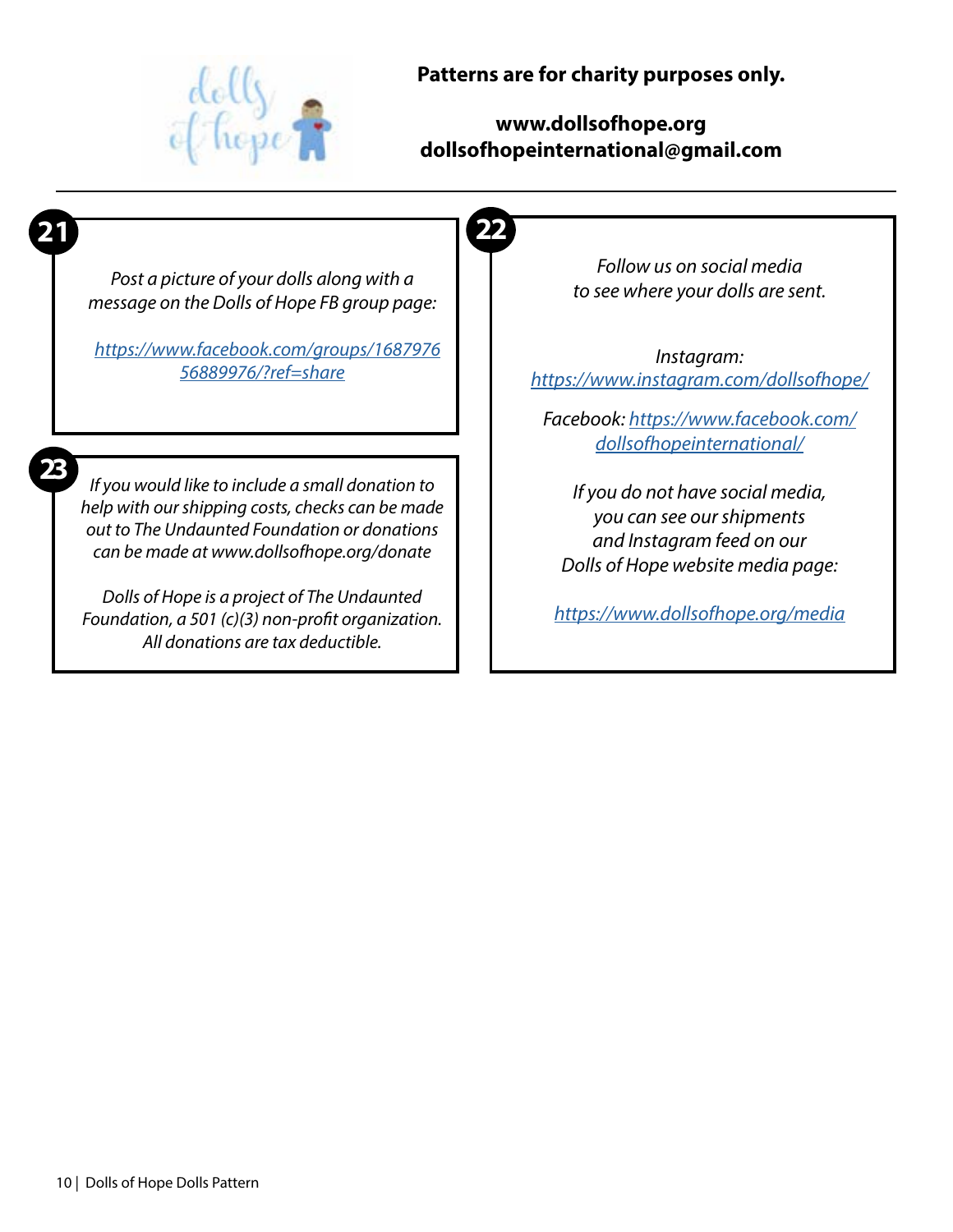**Patterns are for charity purposes only.**

**www.dollsofhope.org**
**dollsofhopeinternational@gmail.com**

**21**

*Post a picture of your dolls along with a message on the Dolls of Hope FB group page:*

*https://www.facebook.com/groups/168797656889976/?ref=share*

**22**

*Follow us on social media to see where your dolls are sent.*

*Instagram:*
*https://www.instagram.com/dollsofhope/*

*Facebook: https://www.facebook.com/dollsofhopeinternational/*

*If you do not have social media, you can see our shipments and Instagram feed on our Dolls of Hope website media page:*

*https://www.dollsofhope.org/media*

**23**

*If you would like to include a small donation to help with our shipping costs, checks can be made out to The Undaunted Foundation or donations can be made at www.dollsofhope.org/donate*

*Dolls of Hope is a project of The Undaunted Foundation, a 501 (c)(3) non-profit organization. All donations are tax deductible.*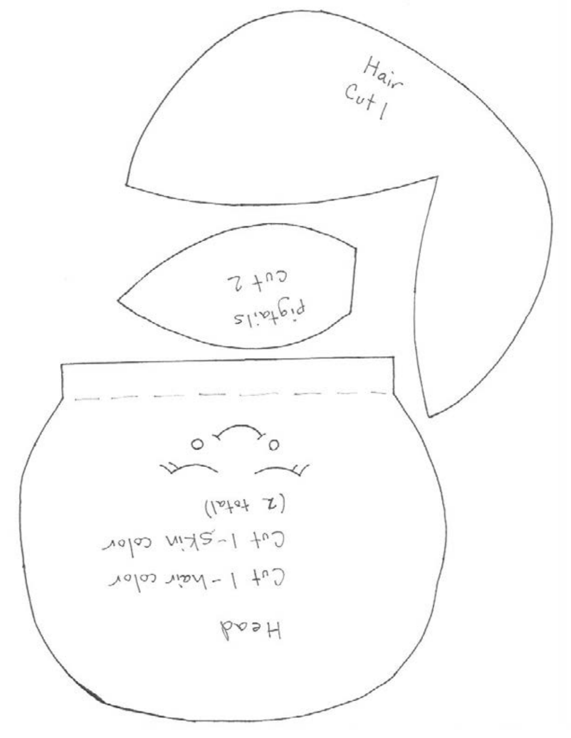Hair
Cut 1

Pigtails
cut 2

Head
Cut 1 - hair color
Cut 1 - skin color
(2 total)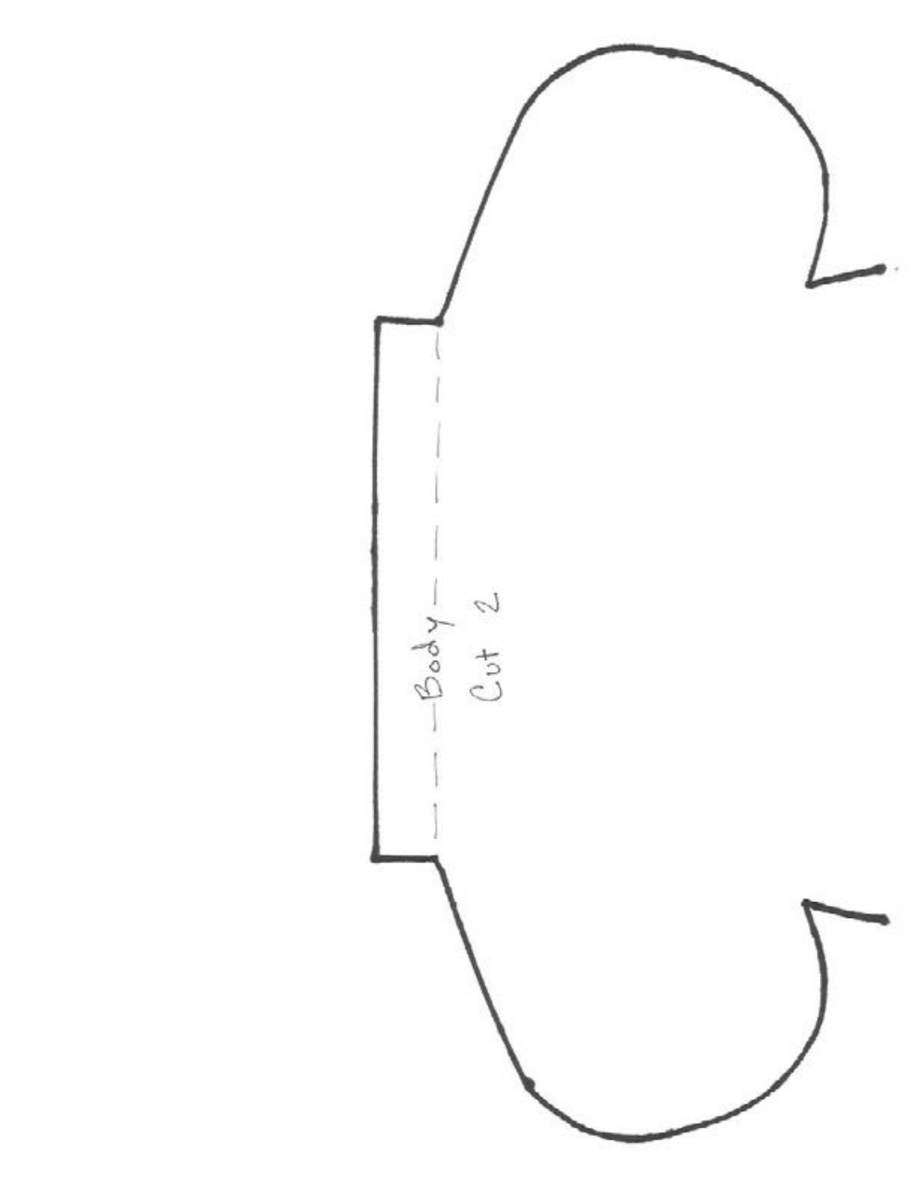Body

Cut 2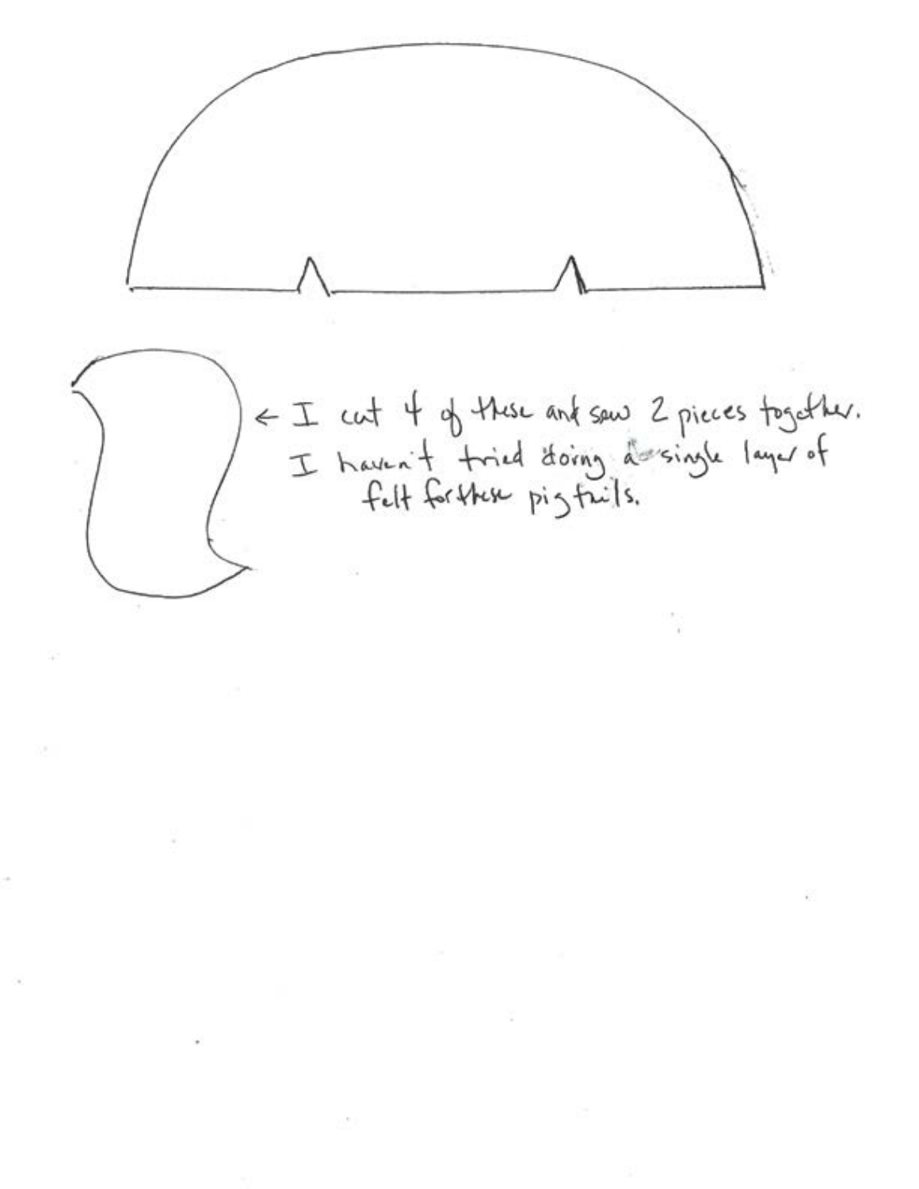← I cut 4 of these and sew 2 pieces together. I haven't tried doing a single layer of felt for these pigtails.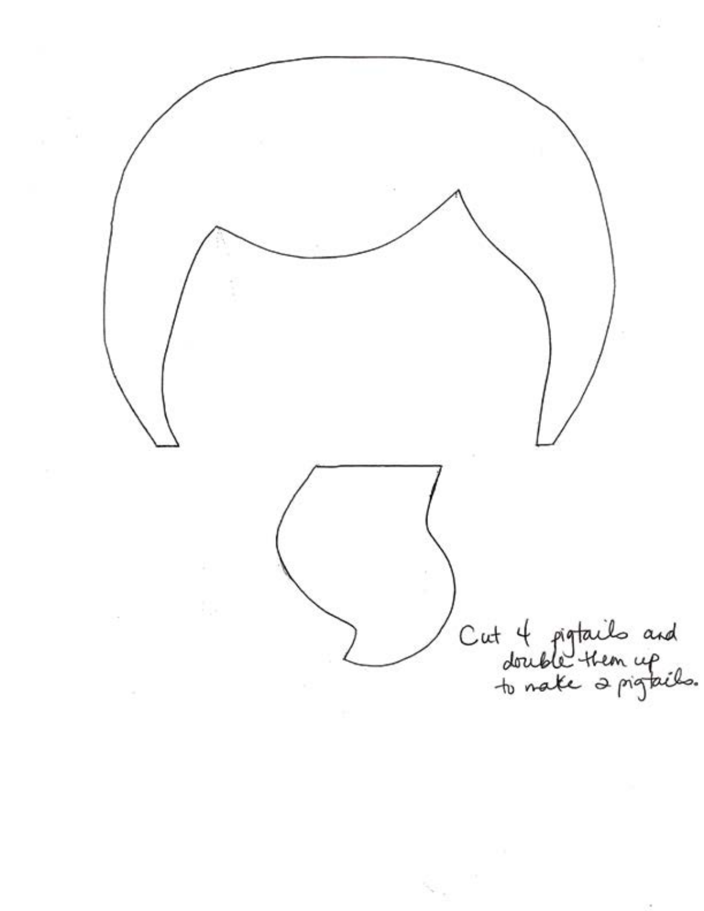Cut 4 pigtails and double them up to make 2 pigtails.